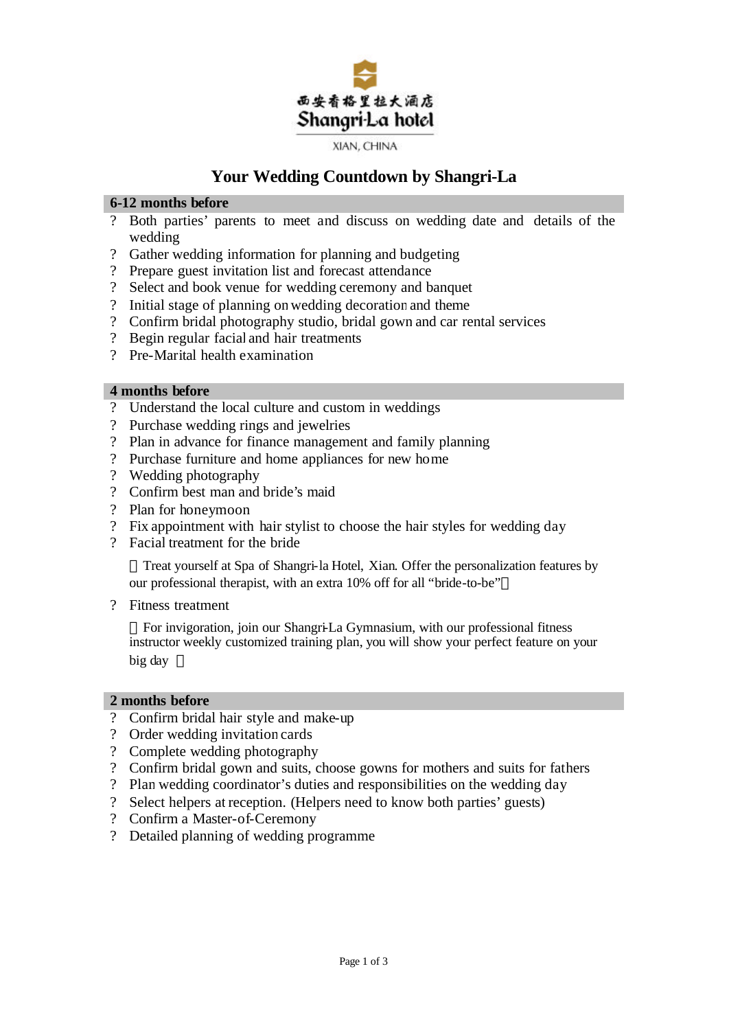西安香格里拉大酒店

Shangri-La hotel

XIAN, CHINA

# Your Wedding Countdown by Shangri-La

## 6-12 months before

- Both parties' parents to meet and discuss on wedding date and details of the wedding
- Gather wedding information for planning and budgeting
- Prepare guest invitation list and forecast attendance
- Select and book venue for wedding ceremony and banquet
- Initial stage of planning on wedding decoration and theme
- Confirm bridal photography studio, bridal gown and car rental services
- Begin regular facial and hair treatments
- Pre-Marital health examination

## 4 months before

- Understand the local culture and custom in weddings
- Purchase wedding rings and jewelries
- Plan in advance for finance management and family planning
- Purchase furniture and home appliances for new home
- Wedding photography
- Confirm best man and bride's maid
- Plan for honeymoon
- Fix appointment with hair stylist to choose the hair styles for wedding day
- Facial treatment for the bride

  Treat yourself at Spa of Shangri-la Hotel, Xian. Offer the personalization features by our professional therapist, with an extra 10% off for all "bride-to-be"

- Fitness treatment

  For invigoration, join our Shangri-La Gymnasium, with our professional fitness instructor weekly customized training plan, you will show your perfect feature on your big day

## 2 months before

- Confirm bridal hair style and make-up
- Order wedding invitation cards
- Complete wedding photography
- Confirm bridal gown and suits, choose gowns for mothers and suits for fathers
- Plan wedding coordinator's duties and responsibilities on the wedding day
- Select helpers at reception. (Helpers need to know both parties' guests)
- Confirm a Master-of-Ceremony
- Detailed planning of wedding programme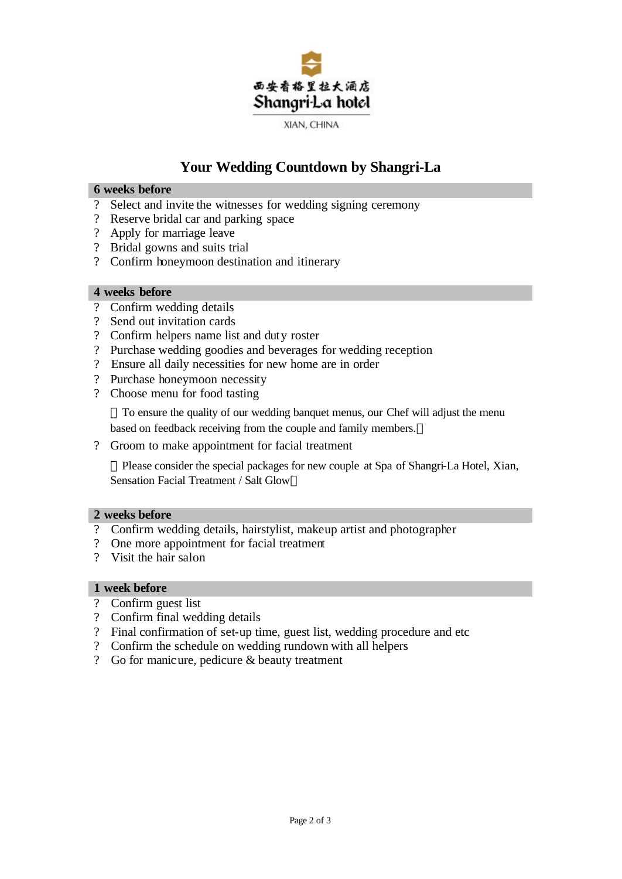西安香格里拉大酒店
Shangri-La hotel
XIAN, CHINA

# Your Wedding Countdown by Shangri-La

## 6 weeks before

- Select and invite the witnesses for wedding signing ceremony
- Reserve bridal car and parking space
- Apply for marriage leave
- Bridal gowns and suits trial
- Confirm honeymoon destination and itinerary

## 4 weeks before

- Confirm wedding details
- Send out invitation cards
- Confirm helpers name list and duty roster
- Purchase wedding goodies and beverages for wedding reception
- Ensure all daily necessities for new home are in order
- Purchase honeymoon necessity
- Choose menu for food tasting

  （To ensure the quality of our wedding banquet menus, our Chef will adjust the menu based on feedback receiving from the couple and family members.）

- Groom to make appointment for facial treatment

  （Please consider the special packages for new couple at Spa of Shangri-La Hotel, Xian, Sensation Facial Treatment / Salt Glow）

## 2 weeks before

- Confirm wedding details, hairstylist, makeup artist and photographer
- One more appointment for facial treatment
- Visit the hair salon

## 1 week before

- Confirm guest list
- Confirm final wedding details
- Final confirmation of set-up time, guest list, wedding procedure and etc
- Confirm the schedule on wedding rundown with all helpers
- Go for manicure, pedicure & beauty treatment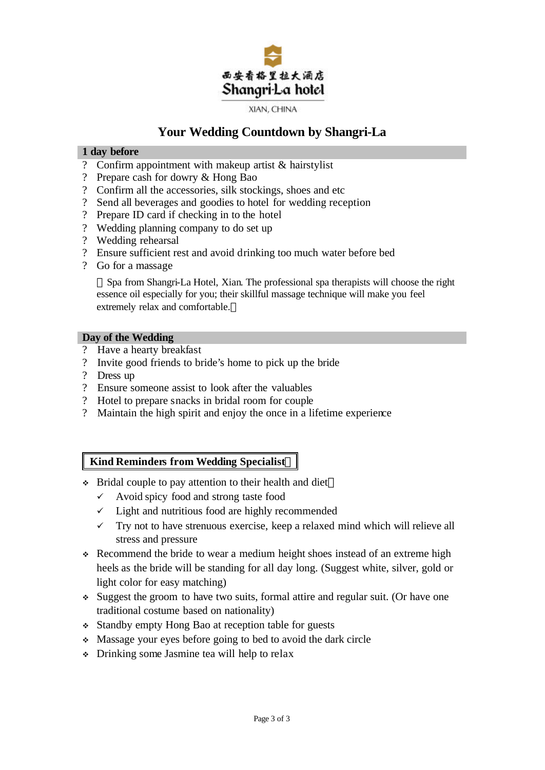西安香格里拉大酒店
Shangri-La hotel
XIAN, CHINA

# Your Wedding Countdown by Shangri-La

## 1 day before

- Confirm appointment with makeup artist & hairstylist
- Prepare cash for dowry & Hong Bao
- Confirm all the accessories, silk stockings, shoes and etc
- Send all beverages and goodies to hotel for wedding reception
- Prepare ID card if checking in to the hotel
- Wedding planning company to do set up
- Wedding rehearsal
- Ensure sufficient rest and avoid drinking too much water before bed
- Go for a massage

  （Spa from Shangri-La Hotel, Xian. The professional spa therapists will choose the right essence oil especially for you; their skillful massage technique will make you feel extremely relax and comfortable.）

## Day of the Wedding

- Have a hearty breakfast
- Invite good friends to bride's home to pick up the bride
- Dress up
- Ensure someone assist to look after the valuables
- Hotel to prepare snacks in bridal room for couple
- Maintain the high spirit and enjoy the once in a lifetime experience

## Kind Reminders from Wedding Specialist：

- Bridal couple to pay attention to their health and diet：
  - ✓ Avoid spicy food and strong taste food
  - ✓ Light and nutritious food are highly recommended
  - ✓ Try not to have strenuous exercise, keep a relaxed mind which will relieve all stress and pressure
- Recommend the bride to wear a medium height shoes instead of an extreme high heels as the bride will be standing for all day long. (Suggest white, silver, gold or light color for easy matching)
- Suggest the groom to have two suits, formal attire and regular suit. (Or have one traditional costume based on nationality)
- Standby empty Hong Bao at reception table for guests
- Massage your eyes before going to bed to avoid the dark circle
- Drinking some Jasmine tea will help to relax